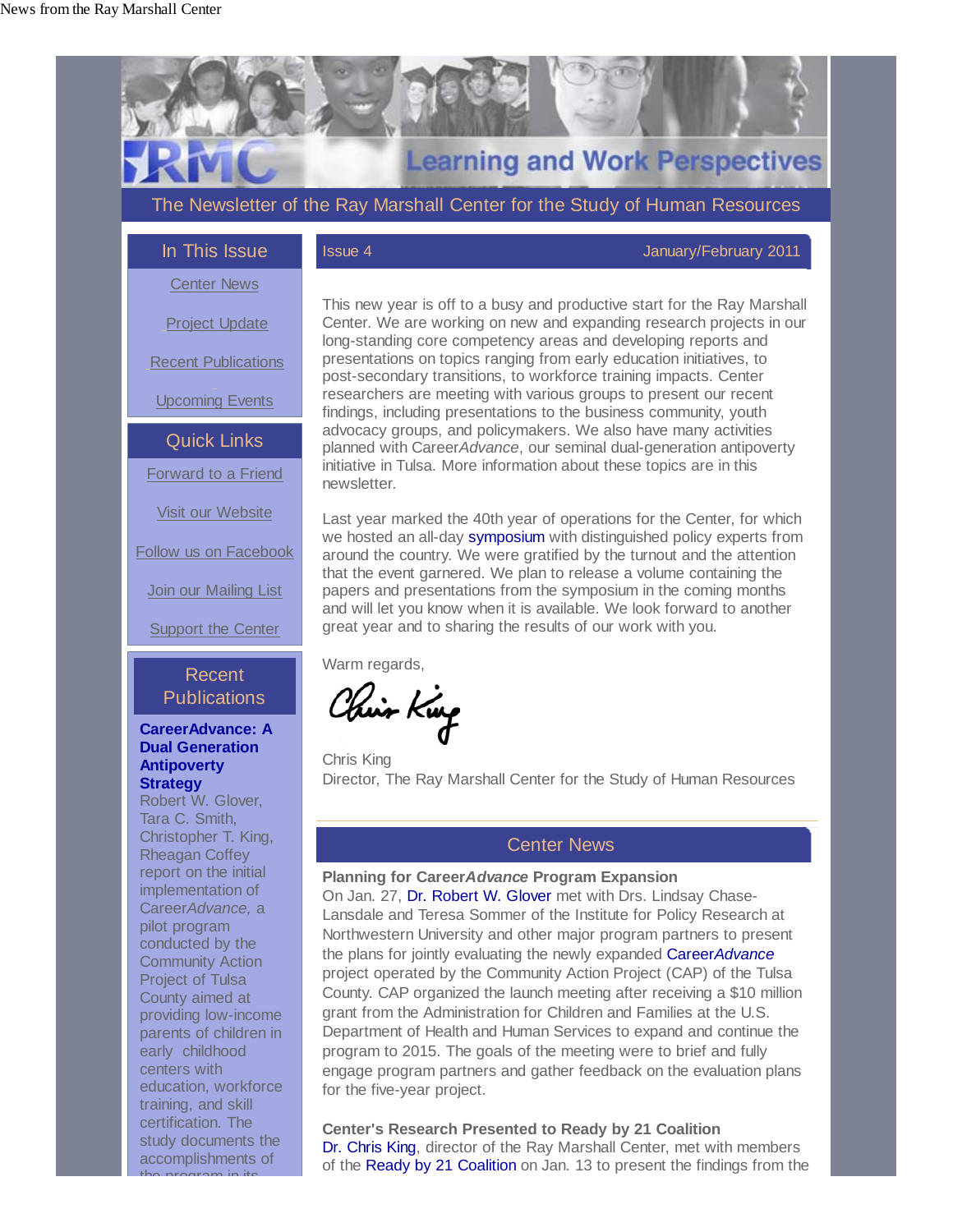News from the Ray Marshall Center

# Learning and Work Perspectives

The Newsletter of the Ray Marshall Center for the Study of Human Resources

## In This Issue

Center News

Project Update

Recent Publications

Upcoming Events

## Quick Links

Forward to a Friend

Visit our Website

Follow us on Facebook

Join our Mailing List

Support the Center

## Recent Publications

**CareerAdvance: A Dual Generation Antipoverty Strategy**
Robert W. Glover, Tara C. Smith, Christopher T. King, Rheagan Coffey report on the initial implementation of Career*Advance,* a pilot program conducted by the Community Action Project of Tulsa County aimed at providing low-income parents of children in early childhood centers with education, workforce training, and skill certification. The study documents the accomplishments of the program in its

Issue 4 — January/February 2011

This new year is off to a busy and productive start for the Ray Marshall Center. We are working on new and expanding research projects in our long-standing core competency areas and developing reports and presentations on topics ranging from early education initiatives, to post-secondary transitions, to workforce training impacts. Center researchers are meeting with various groups to present our recent findings, including presentations to the business community, youth advocacy groups, and policymakers. We also have many activities planned with Career*Advance*, our seminal dual-generation antipoverty initiative in Tulsa. More information about these topics are in this newsletter.

Last year marked the 40th year of operations for the Center, for which we hosted an all-day symposium with distinguished policy experts from around the country. We were gratified by the turnout and the attention that the event garnered. We plan to release a volume containing the papers and presentations from the symposium in the coming months and will let you know when it is available. We look forward to another great year and to sharing the results of our work with you.

Warm regards,

Chris King
Director, The Ray Marshall Center for the Study of Human Resources

## Center News

**Planning for Career*Advance* Program Expansion**
On Jan. 27, Dr. Robert W. Glover met with Drs. Lindsay Chase-Lansdale and Teresa Sommer of the Institute for Policy Research at Northwestern University and other major program partners to present the plans for jointly evaluating the newly expanded Career*Advance* project operated by the Community Action Project (CAP) of the Tulsa County. CAP organized the launch meeting after receiving a $10 million grant from the Administration for Children and Families at the U.S. Department of Health and Human Services to expand and continue the program to 2015. The goals of the meeting were to brief and fully engage program partners and gather feedback on the evaluation plans for the five-year project.

**Center's Research Presented to Ready by 21 Coalition**
Dr. Chris King, director of the Ray Marshall Center, met with members of the Ready by 21 Coalition on Jan. 13 to present the findings from the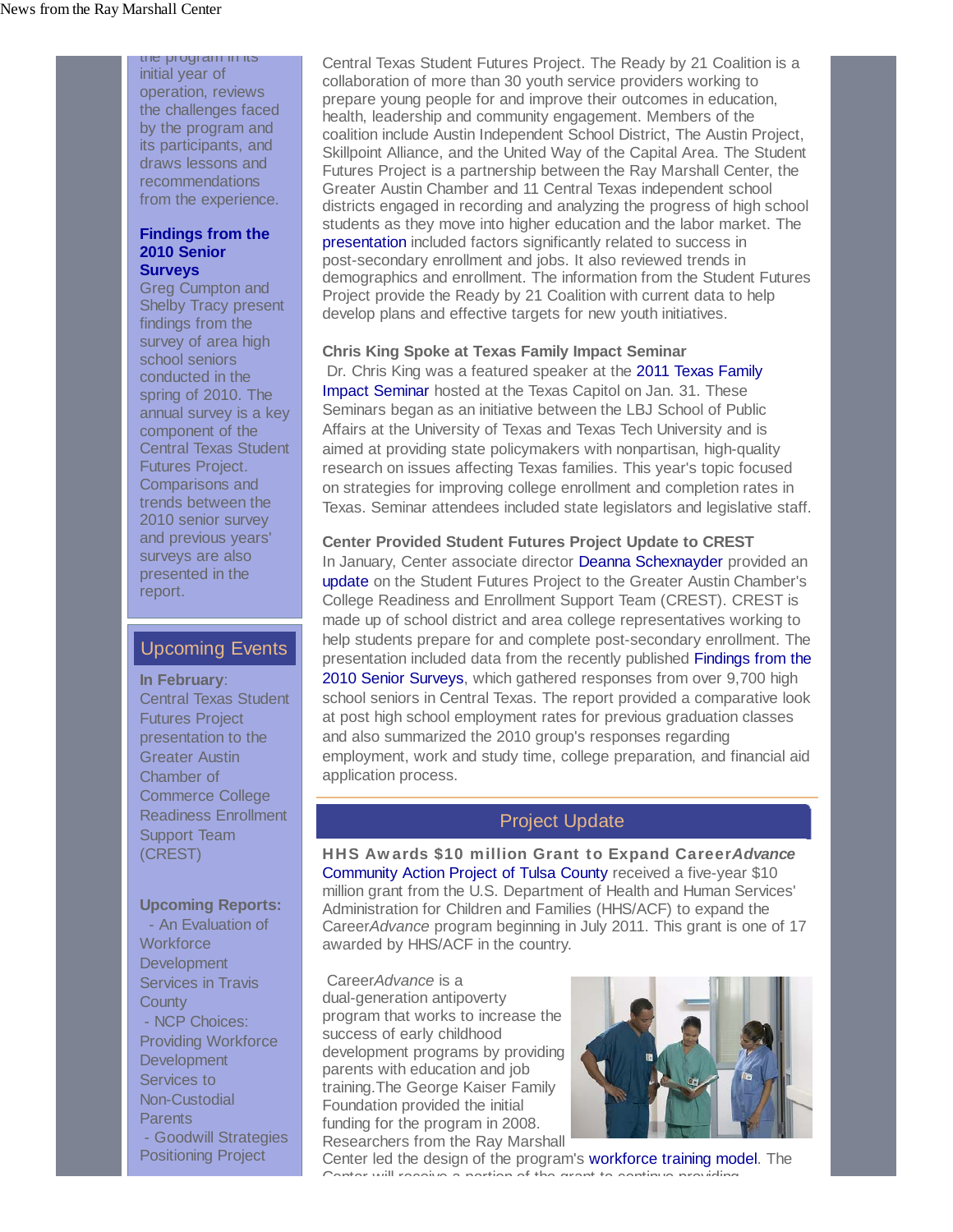the program in its initial year of operation, reviews the challenges faced by the program and its participants, and draws lessons and recommendations from the experience.

**Findings from the 2010 Senior Surveys**
Greg Cumpton and Shelby Tracy present findings from the survey of area high school seniors conducted in the spring of 2010. The annual survey is a key component of the Central Texas Student Futures Project. Comparisons and trends between the 2010 senior survey and previous years' surveys are also presented in the report.

## Upcoming Events

**In February**: Central Texas Student Futures Project presentation to the Greater Austin Chamber of Commerce College Readiness Enrollment Support Team (CREST)

**Upcoming Reports:**
- An Evaluation of Workforce Development Services in Travis County
- NCP Choices: Providing Workforce Development Services to Non-Custodial Parents
- Goodwill Strategies Positioning Project

Central Texas Student Futures Project. The Ready by 21 Coalition is a collaboration of more than 30 youth service providers working to prepare young people for and improve their outcomes in education, health, leadership and community engagement. Members of the coalition include Austin Independent School District, The Austin Project, Skillpoint Alliance, and the United Way of the Capital Area. The Student Futures Project is a partnership between the Ray Marshall Center, the Greater Austin Chamber and 11 Central Texas independent school districts engaged in recording and analyzing the progress of high school students as they move into higher education and the labor market. The presentation included factors significantly related to success in post-secondary enrollment and jobs. It also reviewed trends in demographics and enrollment. The information from the Student Futures Project provide the Ready by 21 Coalition with current data to help develop plans and effective targets for new youth initiatives.

**Chris King Spoke at Texas Family Impact Seminar**
Dr. Chris King was a featured speaker at the 2011 Texas Family Impact Seminar hosted at the Texas Capitol on Jan. 31. These Seminars began as an initiative between the LBJ School of Public Affairs at the University of Texas and Texas Tech University and is aimed at providing state policymakers with nonpartisan, high-quality research on issues affecting Texas families. This year's topic focused on strategies for improving college enrollment and completion rates in Texas. Seminar attendees included state legislators and legislative staff.

**Center Provided Student Futures Project Update to CREST**
In January, Center associate director Deanna Schexnayder provided an update on the Student Futures Project to the Greater Austin Chamber's College Readiness and Enrollment Support Team (CREST). CREST is made up of school district and area college representatives working to help students prepare for and complete post-secondary enrollment. The presentation included data from the recently published Findings from the 2010 Senior Surveys, which gathered responses from over 9,700 high school seniors in Central Texas. The report provided a comparative look at post high school employment rates for previous graduation classes and also summarized the 2010 group's responses regarding employment, work and study time, college preparation, and financial aid application process.

## Project Update

**HHS Awards $10 million Grant to Expand Career*Advance***
Community Action Project of Tulsa County received a five-year $10 million grant from the U.S. Department of Health and Human Services' Administration for Children and Families (HHS/ACF) to expand the Career*Advance* program beginning in July 2011. This grant is one of 17 awarded by HHS/ACF in the country.

Career*Advance* is a dual-generation antipoverty program that works to increase the success of early childhood development programs by providing parents with education and job training.The George Kaiser Family Foundation provided the initial funding for the program in 2008. Researchers from the Ray Marshall Center led the design of the program's workforce training model. The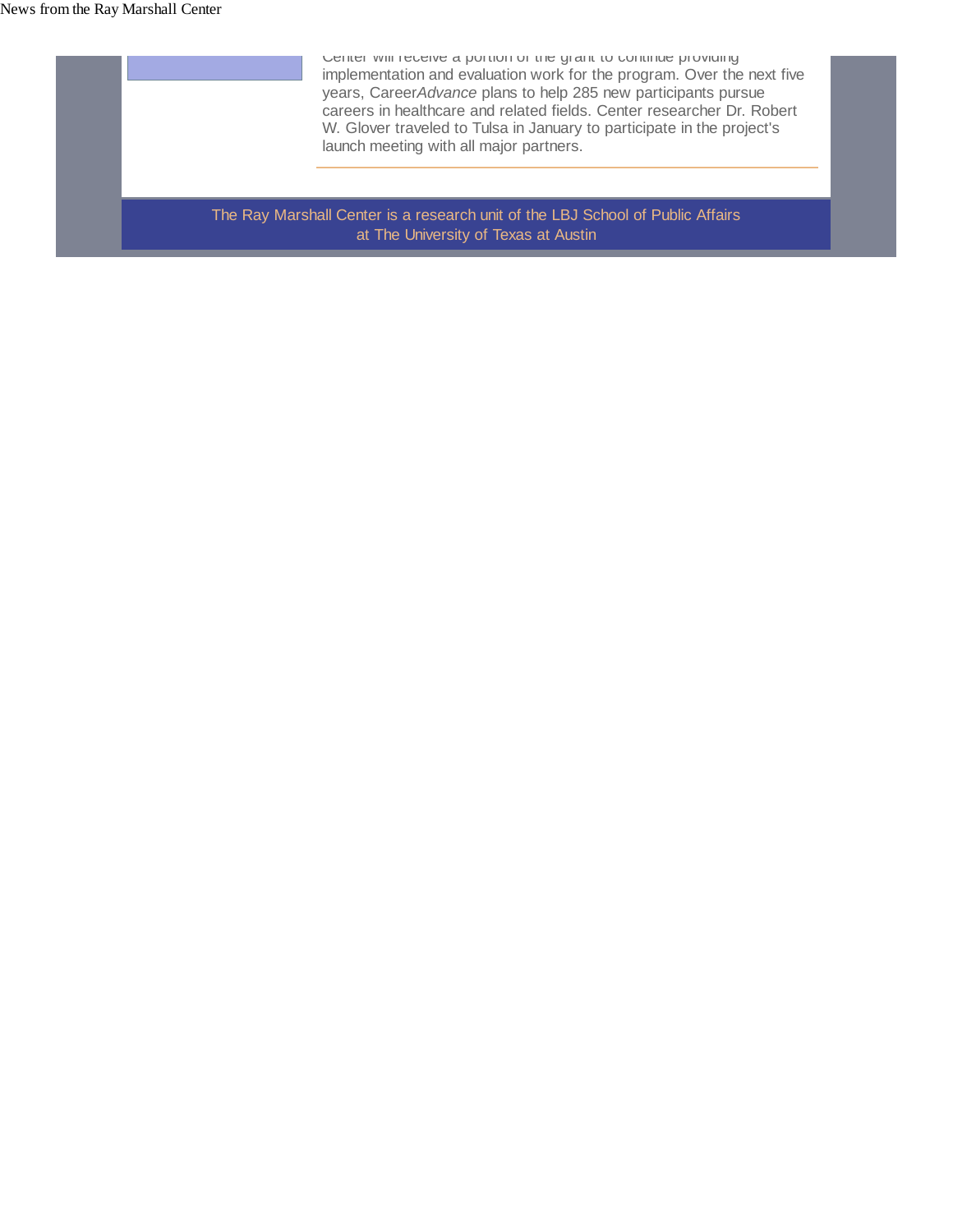Center will receive a portion of the grant to continue providing implementation and evaluation work for the program. Over the next five years, Career*Advance* plans to help 285 new participants pursue careers in healthcare and related fields. Center researcher Dr. Robert W. Glover traveled to Tulsa in January to participate in the project's launch meeting with all major partners.

The Ray Marshall Center is a research unit of the LBJ School of Public Affairs at The University of Texas at Austin